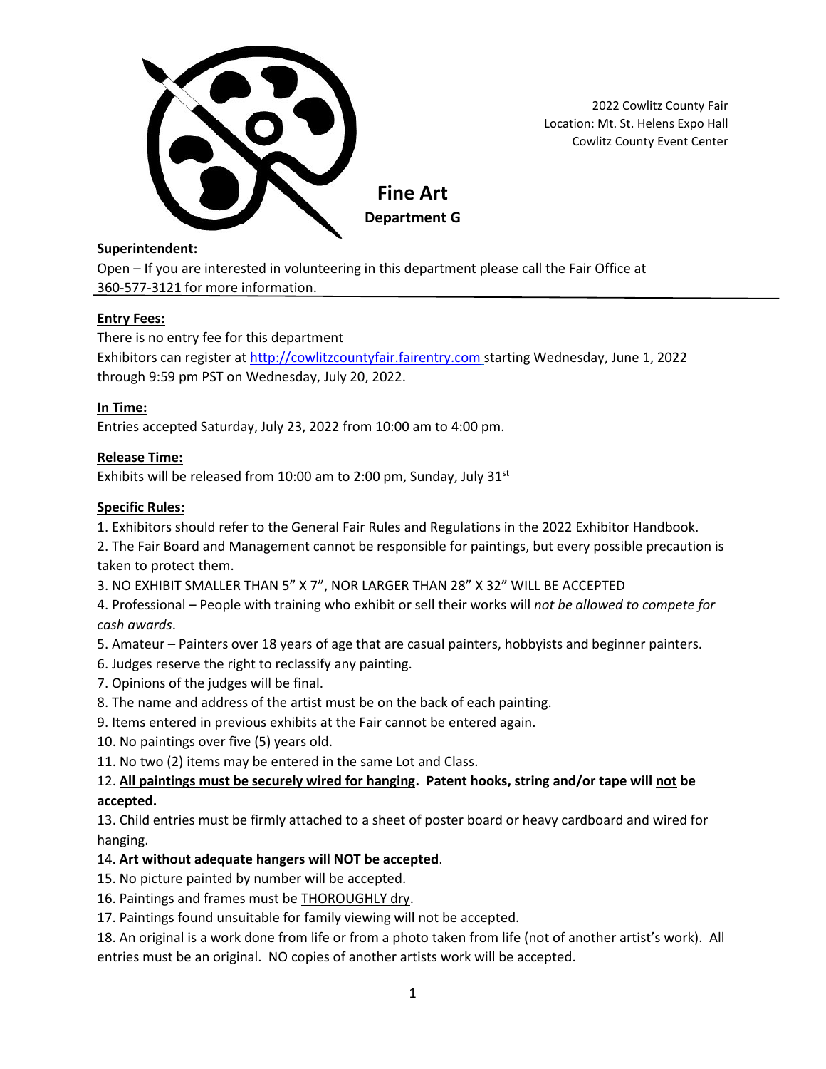2022 Cowlitz County Fair
Location: Mt. St. Helens Expo Hall
Cowlitz County Event Center

# Fine Art

## Department G

**Superintendent:**

Open – If you are interested in volunteering in this department please call the Fair Office at 360-577-3121 for more information.

**Entry Fees:**

There is no entry fee for this department

Exhibitors can register at http://cowlitzcountyfair.fairentry.com starting Wednesday, June 1, 2022 through 9:59 pm PST on Wednesday, July 20, 2022.

**In Time:**

Entries accepted Saturday, July 23, 2022 from 10:00 am to 4:00 pm.

**Release Time:**

Exhibits will be released from 10:00 am to 2:00 pm, Sunday, July 31st

**Specific Rules:**

1. Exhibitors should refer to the General Fair Rules and Regulations in the 2022 Exhibitor Handbook.
2. The Fair Board and Management cannot be responsible for paintings, but every possible precaution is taken to protect them.
3. NO EXHIBIT SMALLER THAN 5" X 7", NOR LARGER THAN 28" X 32" WILL BE ACCEPTED
4. Professional – People with training who exhibit or sell their works will *not be allowed to compete for cash awards*.
5. Amateur – Painters over 18 years of age that are casual painters, hobbyists and beginner painters.
6. Judges reserve the right to reclassify any painting.
7. Opinions of the judges will be final.
8. The name and address of the artist must be on the back of each painting.
9. Items entered in previous exhibits at the Fair cannot be entered again.
10. No paintings over five (5) years old.
11. No two (2) items may be entered in the same Lot and Class.
12. **All paintings must be securely wired for hanging. Patent hooks, string and/or tape will not be accepted.**
13. Child entries must be firmly attached to a sheet of poster board or heavy cardboard and wired for hanging.
14. **Art without adequate hangers will NOT be accepted**.
15. No picture painted by number will be accepted.
16. Paintings and frames must be THOROUGHLY dry.
17. Paintings found unsuitable for family viewing will not be accepted.
18. An original is a work done from life or from a photo taken from life (not of another artist's work). All entries must be an original. NO copies of another artists work will be accepted.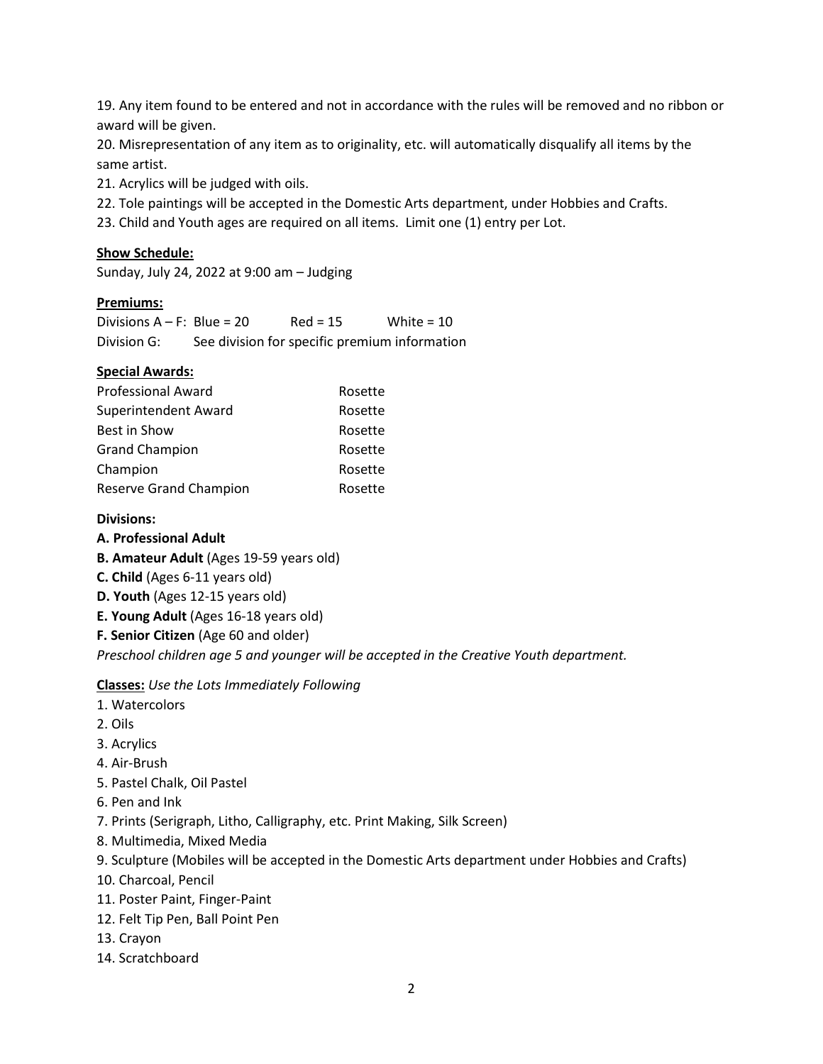19. Any item found to be entered and not in accordance with the rules will be removed and no ribbon or award will be given.
20. Misrepresentation of any item as to originality, etc. will automatically disqualify all items by the same artist.
21. Acrylics will be judged with oils.
22. Tole paintings will be accepted in the Domestic Arts department, under Hobbies and Crafts.
23. Child and Youth ages are required on all items. Limit one (1) entry per Lot.

**Show Schedule:**

Sunday, July 24, 2022 at 9:00 am – Judging

**Premiums:**

| | | | |
|---|---|---|---|
| Divisions A – F: | Blue = 20 | Red = 15 | White = 10 |
| Division G: | See division for specific premium information | | |

**Special Awards:**

| | |
|---|---|
| Professional Award | Rosette |
| Superintendent Award | Rosette |
| Best in Show | Rosette |
| Grand Champion | Rosette |
| Champion | Rosette |
| Reserve Grand Champion | Rosette |

**Divisions:**

**A. Professional Adult**
**B. Amateur Adult** (Ages 19-59 years old)
**C. Child** (Ages 6-11 years old)
**D. Youth** (Ages 12-15 years old)
**E. Young Adult** (Ages 16-18 years old)
**F. Senior Citizen** (Age 60 and older)

*Preschool children age 5 and younger will be accepted in the Creative Youth department.*

**Classes:** *Use the Lots Immediately Following*

1. Watercolors
2. Oils
3. Acrylics
4. Air-Brush
5. Pastel Chalk, Oil Pastel
6. Pen and Ink
7. Prints (Serigraph, Litho, Calligraphy, etc. Print Making, Silk Screen)
8. Multimedia, Mixed Media
9. Sculpture (Mobiles will be accepted in the Domestic Arts department under Hobbies and Crafts)
10. Charcoal, Pencil
11. Poster Paint, Finger-Paint
12. Felt Tip Pen, Ball Point Pen
13. Crayon
14. Scratchboard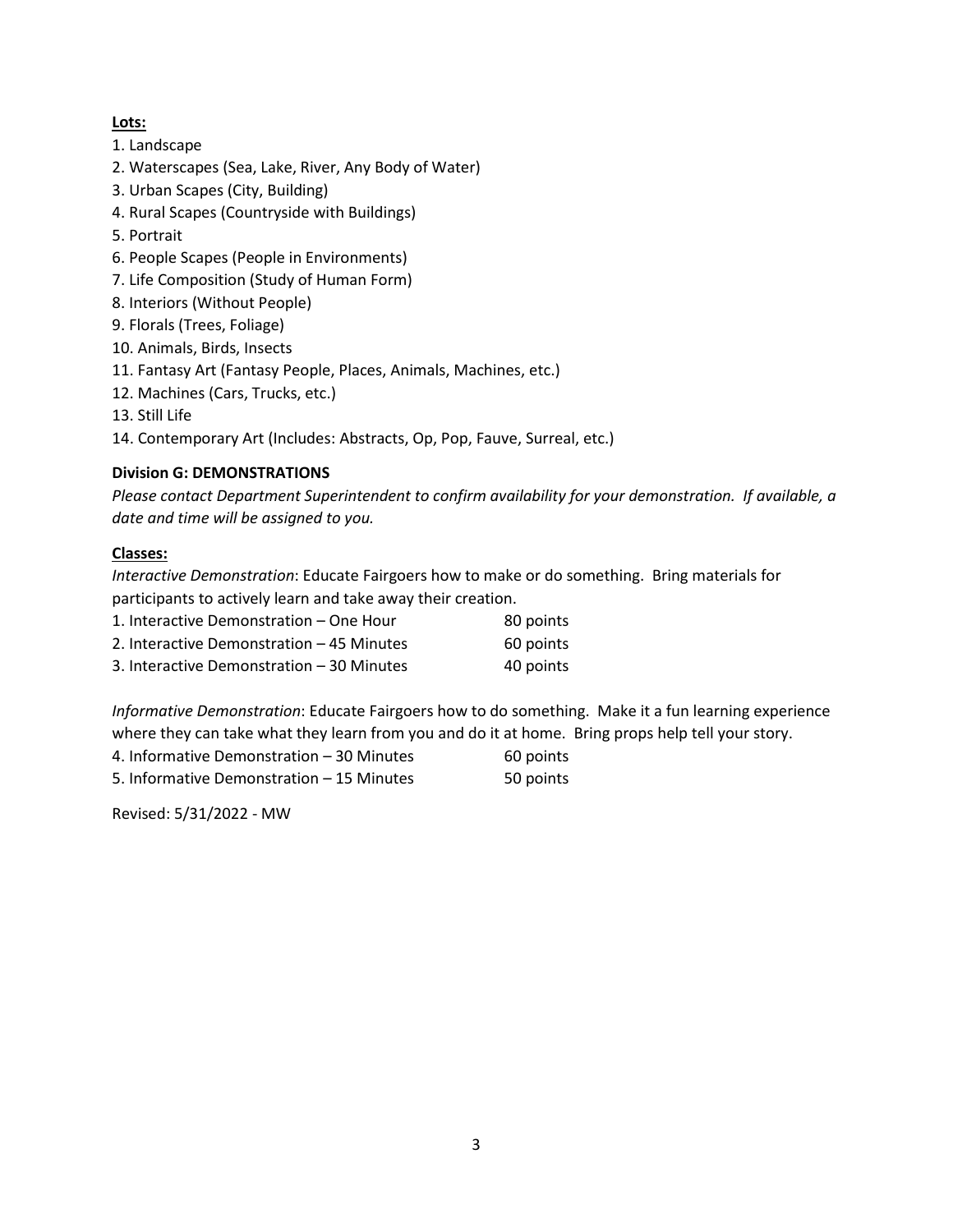**Lots:**

1. Landscape
2. Waterscapes (Sea, Lake, River, Any Body of Water)
3. Urban Scapes (City, Building)
4. Rural Scapes (Countryside with Buildings)
5. Portrait
6. People Scapes (People in Environments)
7. Life Composition (Study of Human Form)
8. Interiors (Without People)
9. Florals (Trees, Foliage)
10. Animals, Birds, Insects
11. Fantasy Art (Fantasy People, Places, Animals, Machines, etc.)
12. Machines (Cars, Trucks, etc.)
13. Still Life
14. Contemporary Art (Includes: Abstracts, Op, Pop, Fauve, Surreal, etc.)

**Division G: DEMONSTRATIONS**

*Please contact Department Superintendent to confirm availability for your demonstration. If available, a date and time will be assigned to you.*

**Classes:**

*Interactive Demonstration*: Educate Fairgoers how to make or do something. Bring materials for participants to actively learn and take away their creation.

| | |
|---|---|
| 1. Interactive Demonstration – One Hour | 80 points |
| 2. Interactive Demonstration – 45 Minutes | 60 points |
| 3. Interactive Demonstration – 30 Minutes | 40 points |

*Informative Demonstration*: Educate Fairgoers how to do something. Make it a fun learning experience where they can take what they learn from you and do it at home. Bring props help tell your story.

| | |
|---|---|
| 4. Informative Demonstration – 30 Minutes | 60 points |
| 5. Informative Demonstration – 15 Minutes | 50 points |

Revised: 5/31/2022 - MW